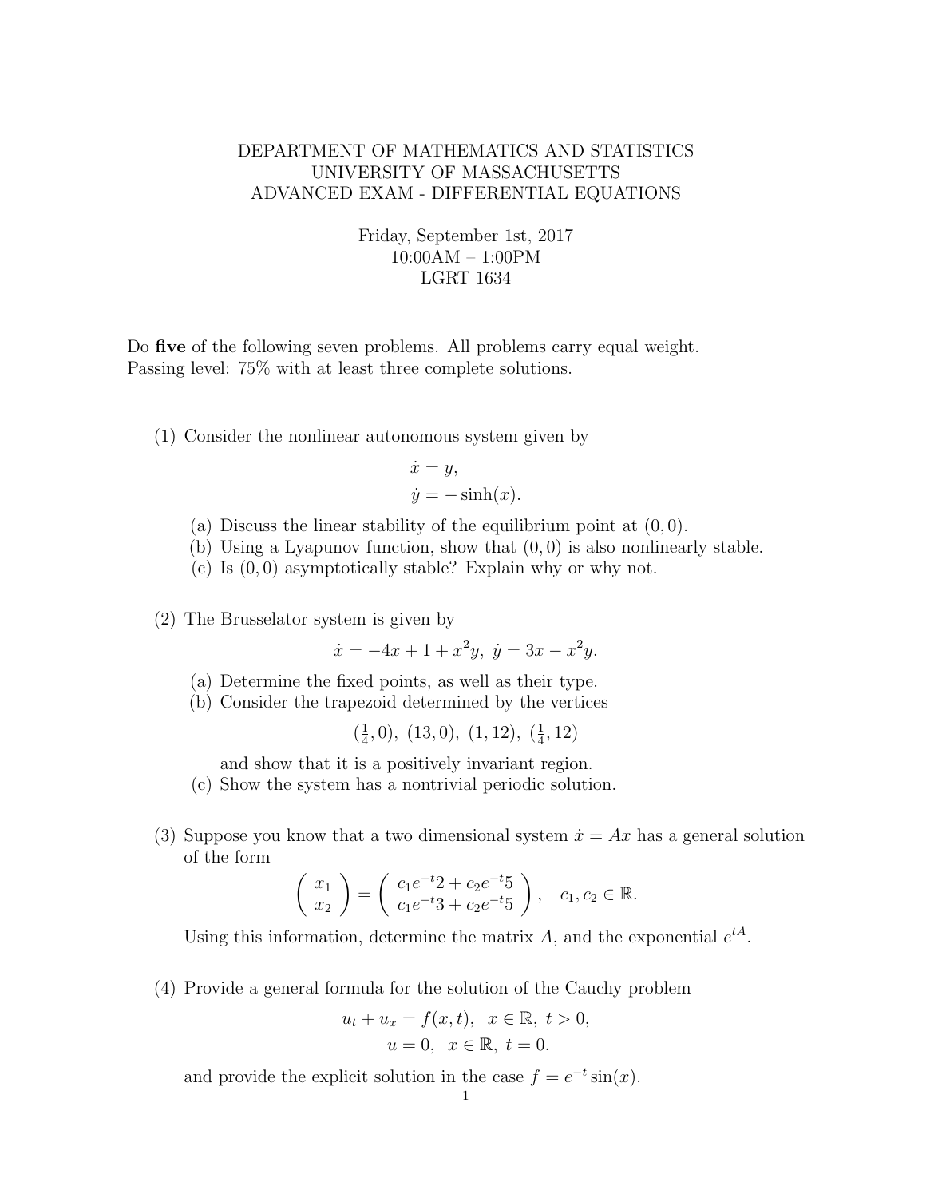DEPARTMENT OF MATHEMATICS AND STATISTICS
UNIVERSITY OF MASSACHUSETTS
ADVANCED EXAM - DIFFERENTIAL EQUATIONS

Friday, September 1st, 2017
10:00AM – 1:00PM
LGRT 1634

Do **five** of the following seven problems. All problems carry equal weight.
Passing level: 75% with at least three complete solutions.

(1) Consider the nonlinear autonomous system given by

$$\dot{x} = y,$$
$$\dot{y} = -\sinh(x).$$

(a) Discuss the linear stability of the equilibrium point at $(0, 0)$.
(b) Using a Lyapunov function, show that $(0, 0)$ is also nonlinearly stable.
(c) Is $(0, 0)$ asymptotically stable? Explain why or why not.

(2) The Brusselator system is given by

$$\dot{x} = -4x + 1 + x^2 y, \ \dot{y} = 3x - x^2 y.$$

(a) Determine the fixed points, as well as their type.
(b) Consider the trapezoid determined by the vertices

$$(\tfrac{1}{4}, 0), \ (13, 0), \ (1, 12), \ (\tfrac{1}{4}, 12)$$

and show that it is a positively invariant region.
(c) Show the system has a nontrivial periodic solution.

(3) Suppose you know that a two dimensional system $\dot{x} = Ax$ has a general solution of the form

$$\begin{pmatrix} x_1 \\ x_2 \end{pmatrix} = \begin{pmatrix} c_1 e^{-t} 2 + c_2 e^{-t} 5 \\ c_1 e^{-t} 3 + c_2 e^{-t} 5 \end{pmatrix}, \quad c_1, c_2 \in \mathbb{R}.$$

Using this information, determine the matrix $A$, and the exponential $e^{tA}$.

(4) Provide a general formula for the solution of the Cauchy problem

$$u_t + u_x = f(x, t), \quad x \in \mathbb{R}, \ t > 0,$$
$$u = 0, \quad x \in \mathbb{R}, \ t = 0.$$

and provide the explicit solution in the case $f = e^{-t} \sin(x)$.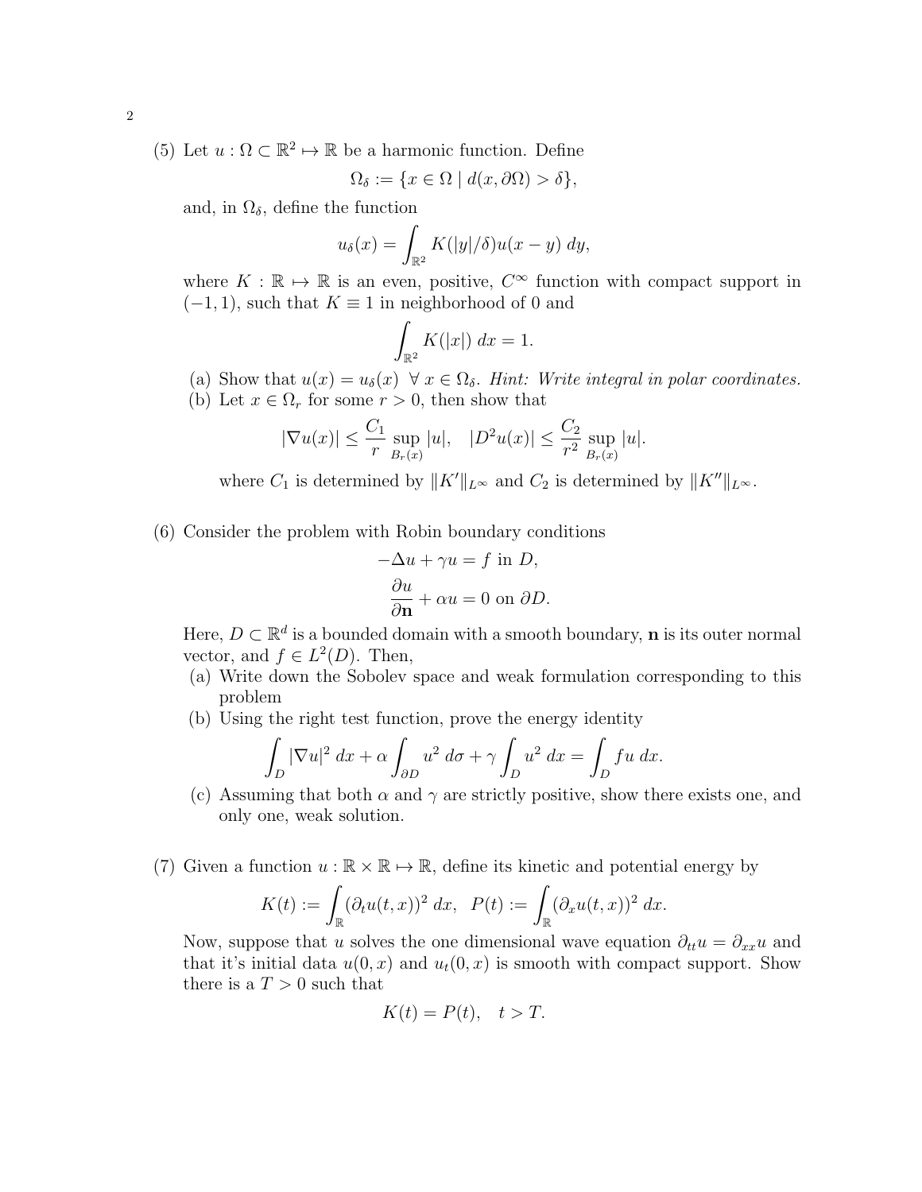(5) Let $u : \Omega \subset \mathbb{R}^2 \mapsto \mathbb{R}$ be a harmonic function. Define

$$\Omega_\delta := \{x \in \Omega \mid d(x, \partial\Omega) > \delta\},$$

and, in $\Omega_\delta$, define the function

$$u_\delta(x) = \int_{\mathbb{R}^2} K(|y|/\delta) u(x - y)\, dy,$$

where $K : \mathbb{R} \mapsto \mathbb{R}$ is an even, positive, $C^\infty$ function with compact support in $(-1, 1)$, such that $K \equiv 1$ in neighborhood of 0 and

$$\int_{\mathbb{R}^2} K(|x|)\, dx = 1.$$

(a) Show that $u(x) = u_\delta(x) \ \forall\, x \in \Omega_\delta$. *Hint: Write integral in polar coordinates.*

(b) Let $x \in \Omega_r$ for some $r > 0$, then show that

$$|\nabla u(x)| \leq \frac{C_1}{r} \sup_{B_r(x)} |u|, \quad |D^2 u(x)| \leq \frac{C_2}{r^2} \sup_{B_r(x)} |u|.$$

where $C_1$ is determined by $\|K'\|_{L^\infty}$ and $C_2$ is determined by $\|K''\|_{L^\infty}$.

(6) Consider the problem with Robin boundary conditions

$$-\Delta u + \gamma u = f \text{ in } D,$$

$$\frac{\partial u}{\partial \mathbf{n}} + \alpha u = 0 \text{ on } \partial D.$$

Here, $D \subset \mathbb{R}^d$ is a bounded domain with a smooth boundary, $\mathbf{n}$ is its outer normal vector, and $f \in L^2(D)$. Then,

(a) Write down the Sobolev space and weak formulation corresponding to this problem

(b) Using the right test function, prove the energy identity

$$\int_D |\nabla u|^2\, dx + \alpha \int_{\partial D} u^2\, d\sigma + \gamma \int_D u^2\, dx = \int_D fu\, dx.$$

(c) Assuming that both $\alpha$ and $\gamma$ are strictly positive, show there exists one, and only one, weak solution.

(7) Given a function $u : \mathbb{R} \times \mathbb{R} \mapsto \mathbb{R}$, define its kinetic and potential energy by

$$K(t) := \int_{\mathbb{R}} (\partial_t u(t, x))^2\, dx, \quad P(t) := \int_{\mathbb{R}} (\partial_x u(t, x))^2\, dx.$$

Now, suppose that $u$ solves the one dimensional wave equation $\partial_{tt} u = \partial_{xx} u$ and that it's initial data $u(0, x)$ and $u_t(0, x)$ is smooth with compact support. Show there is a $T > 0$ such that

$$K(t) = P(t), \quad t > T.$$